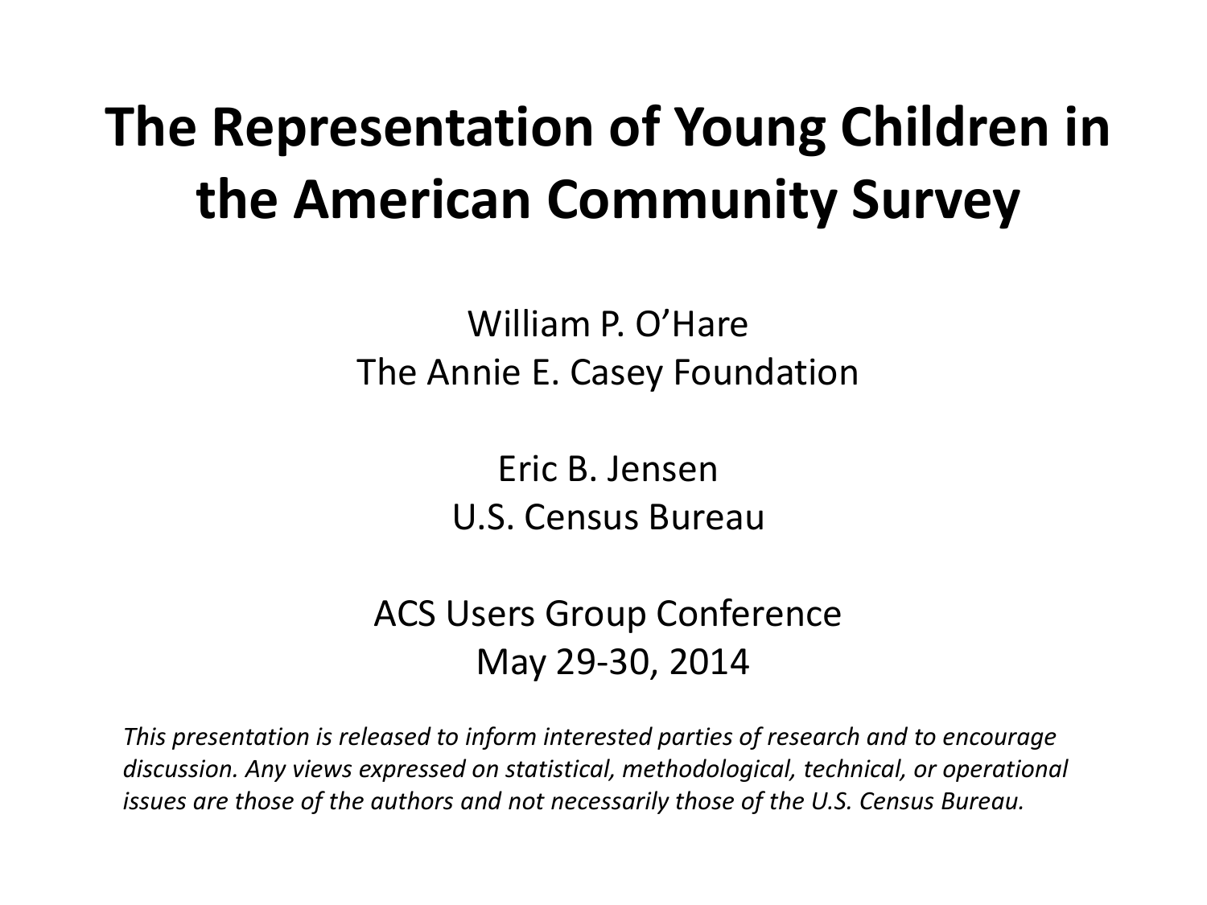# The Representation of Young Children in the American Community Survey

William P. O'Hare
The Annie E. Casey Foundation

Eric B. Jensen
U.S. Census Bureau

ACS Users Group Conference
May 29-30, 2014

*This presentation is released to inform interested parties of research and to encourage discussion. Any views expressed on statistical, methodological, technical, or operational issues are those of the authors and not necessarily those of the U.S. Census Bureau.*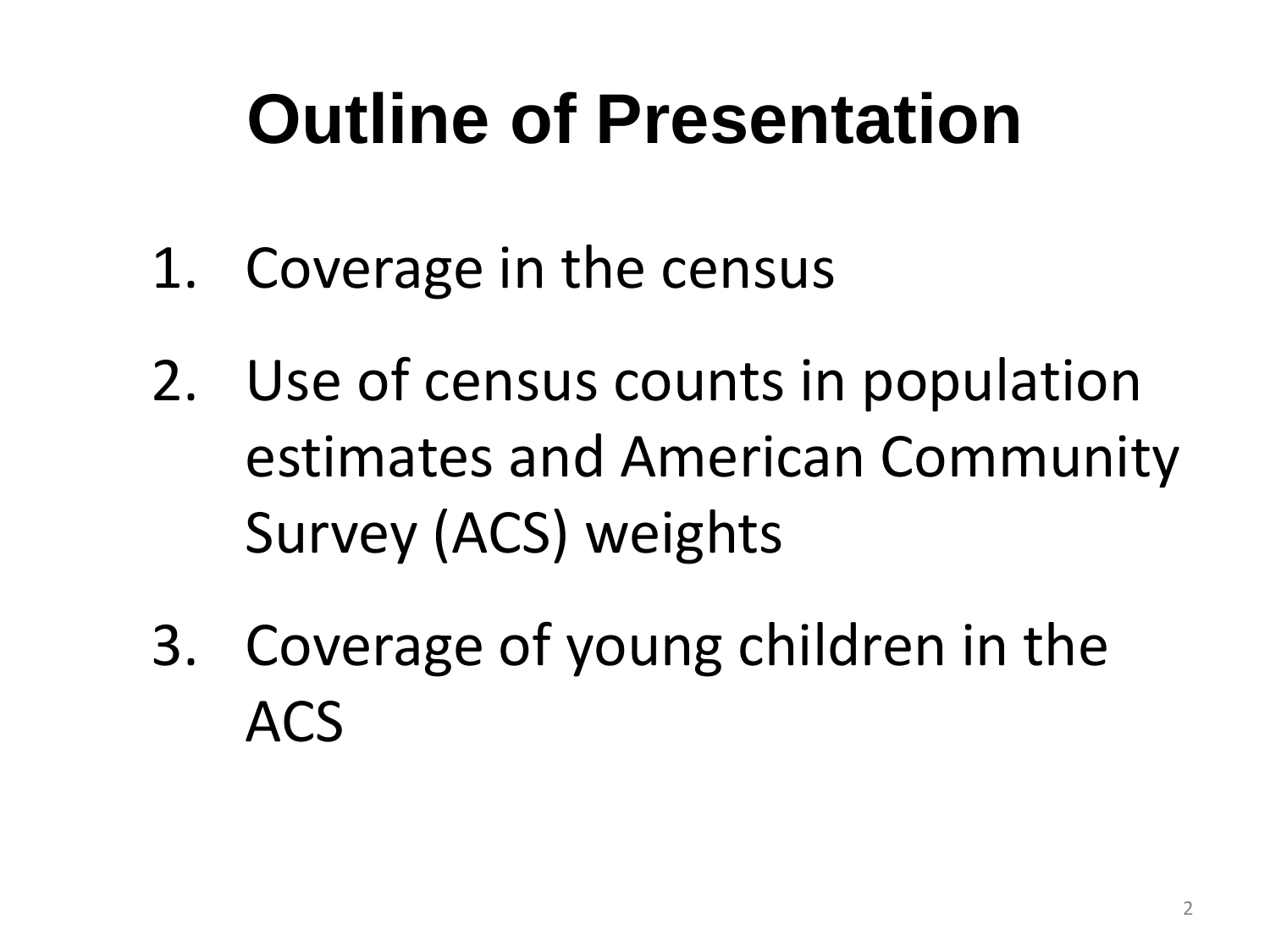# Outline of Presentation

1. Coverage in the census
2. Use of census counts in population estimates and American Community Survey (ACS) weights
3. Coverage of young children in the ACS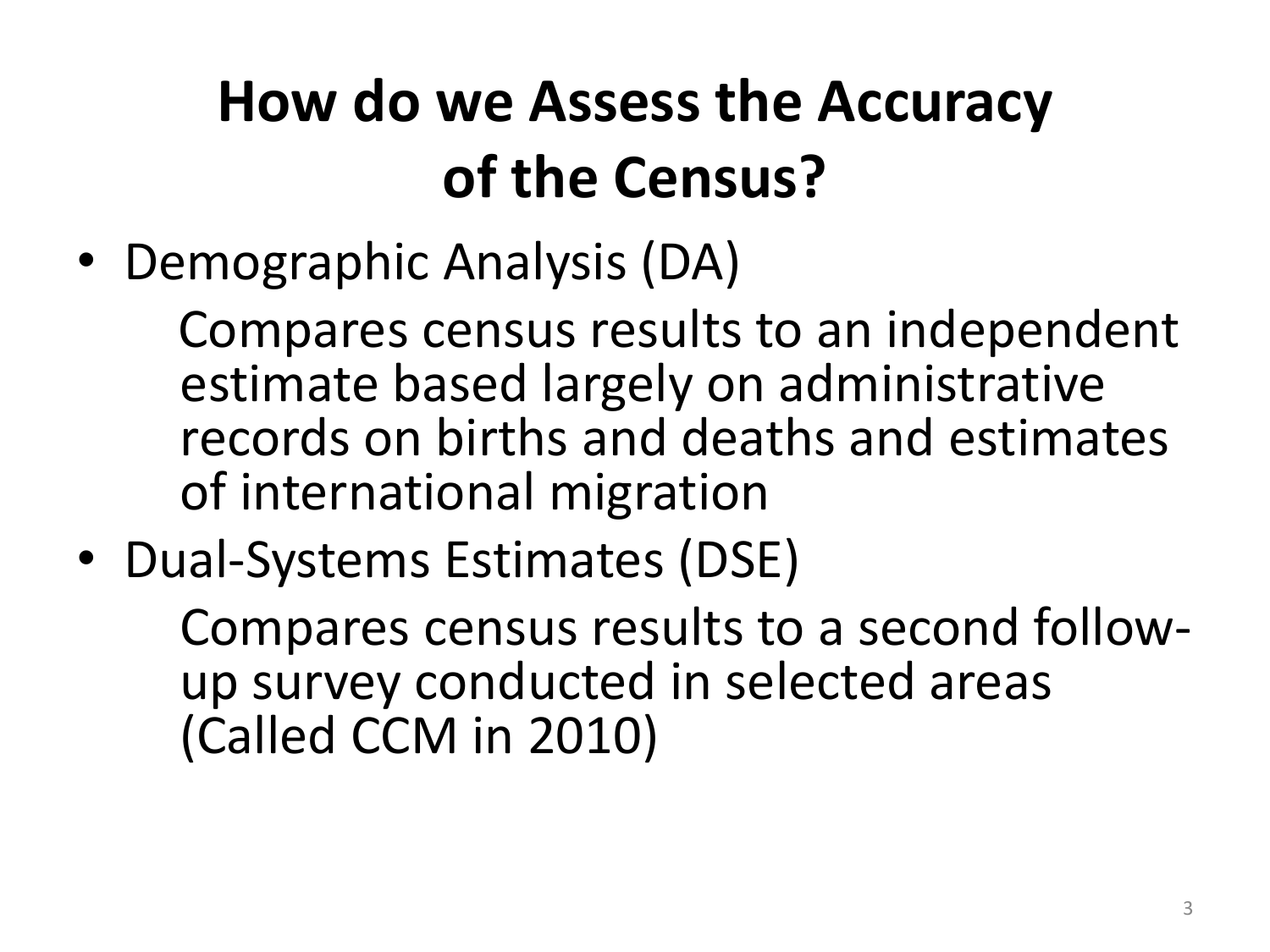# How do we Assess the Accuracy of the Census?

- Demographic Analysis (DA)

  Compares census results to an independent estimate based largely on administrative records on births and deaths and estimates of international migration

- Dual-Systems Estimates (DSE)

  Compares census results to a second follow-up survey conducted in selected areas (Called CCM in 2010)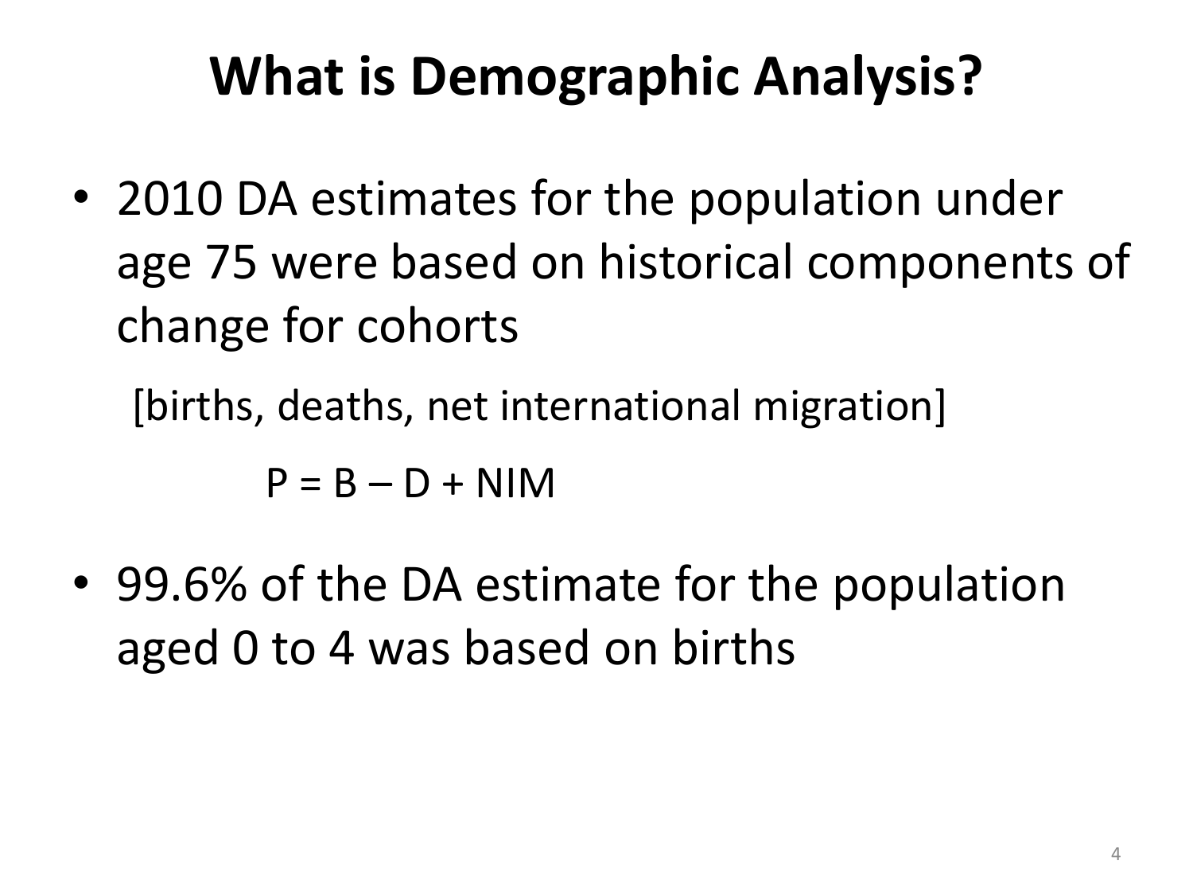# What is Demographic Analysis?

- 2010 DA estimates for the population under age 75 were based on historical components of change for cohorts

  [births, deaths, net international migration]

  $$P = B - D + NIM$$

- 99.6% of the DA estimate for the population aged 0 to 4 was based on births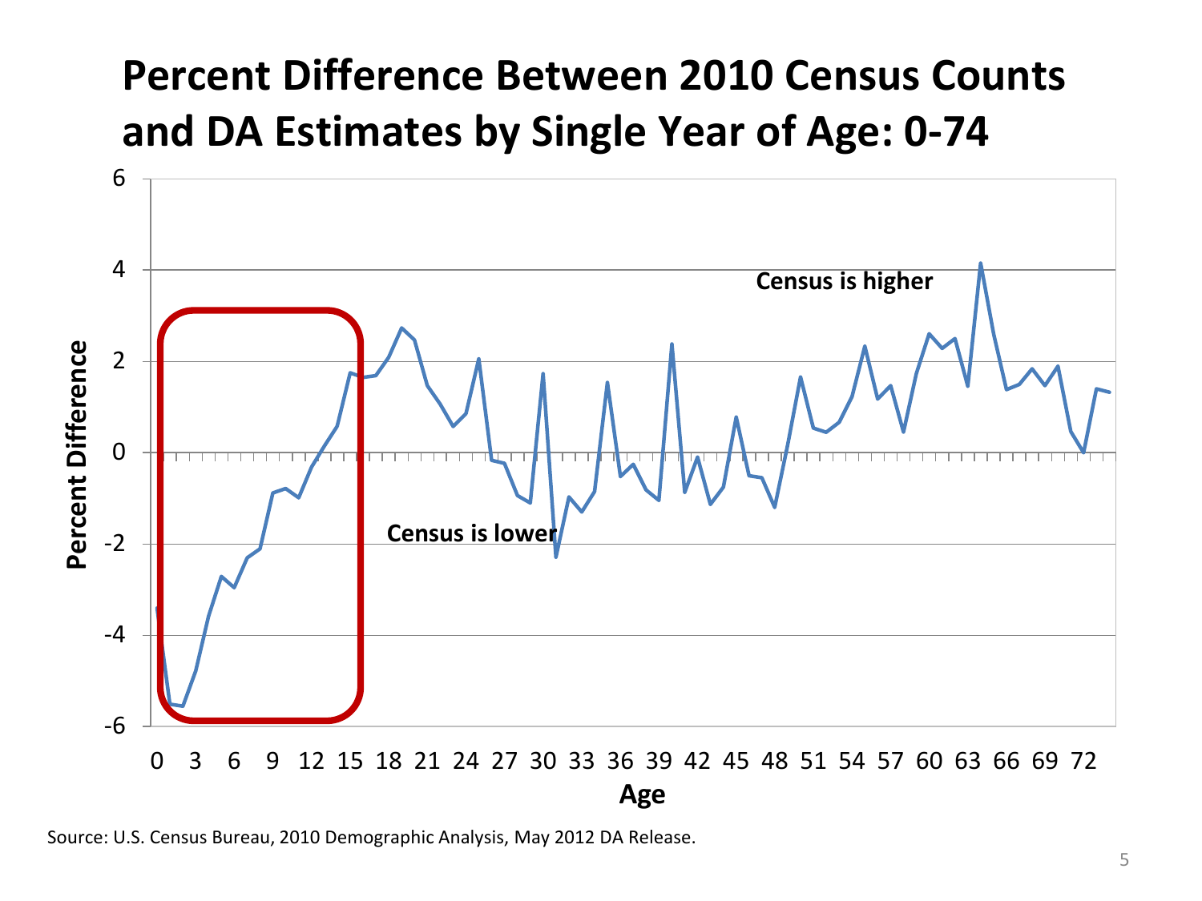# Percent Difference Between 2010 Census Counts and DA Estimates by Single Year of Age: 0-74

Census is higher

Census is lower

Percent Difference

Age

Source: U.S. Census Bureau, 2010 Demographic Analysis, May 2012 DA Release.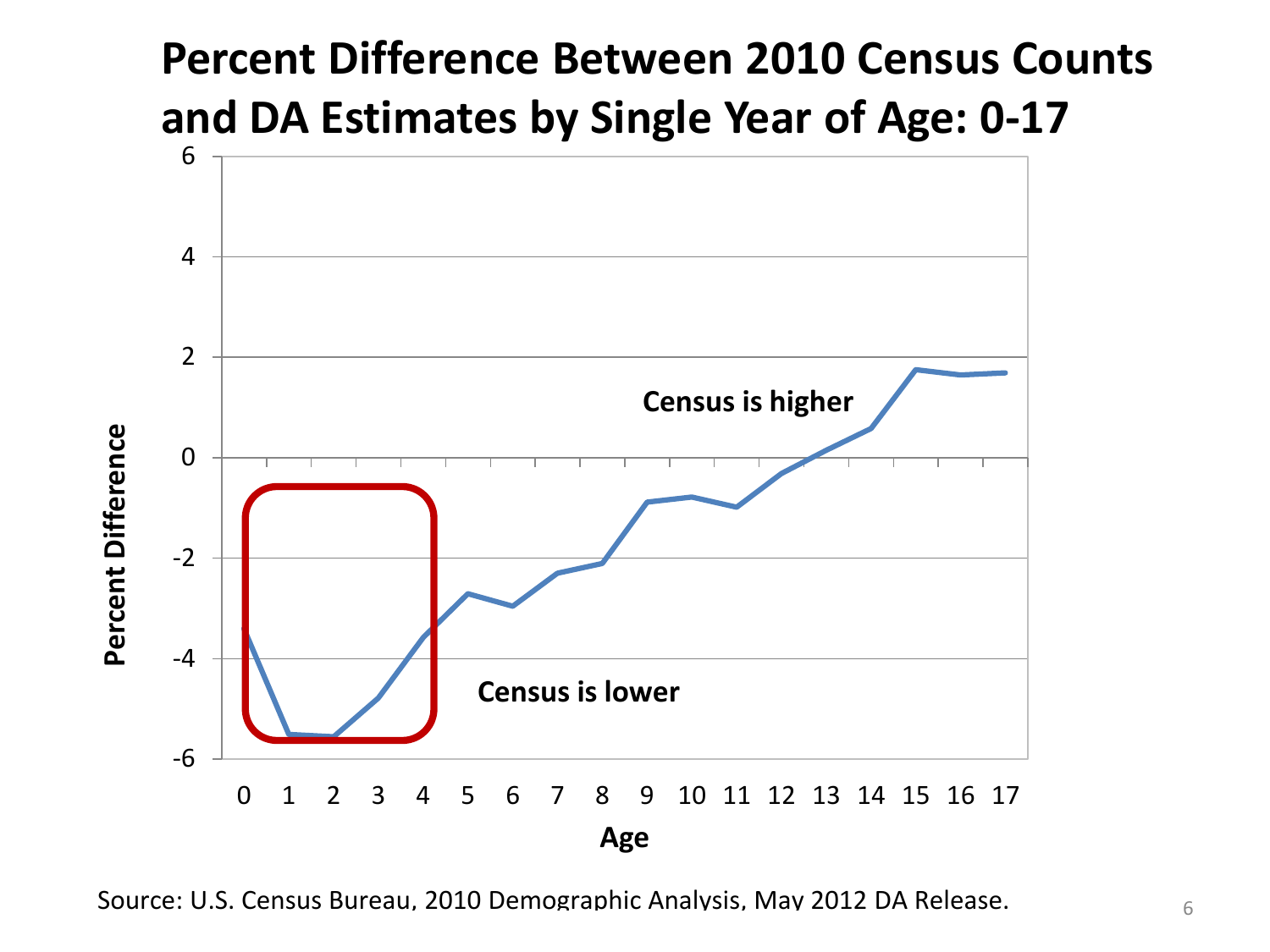# Percent Difference Between 2010 Census Counts and DA Estimates by Single Year of Age: 0-17

Census is higher

Census is lower

Percent Difference

Age

Source: U.S. Census Bureau, 2010 Demographic Analysis, May 2012 DA Release.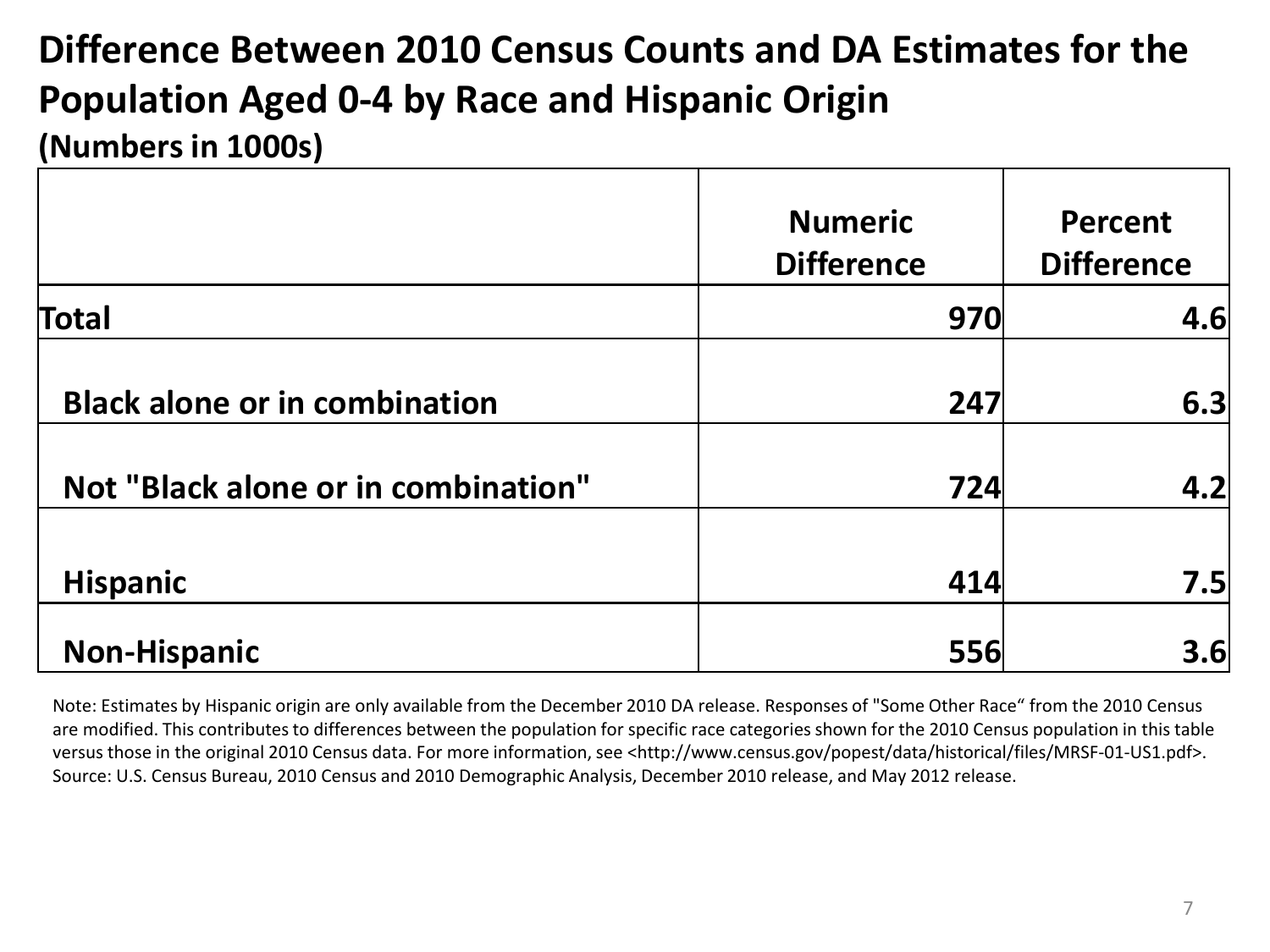# Difference Between 2010 Census Counts and DA Estimates for the Population Aged 0-4 by Race and Hispanic Origin

**(Numbers in 1000s)**

| | Numeric Difference | Percent Difference |
|---|---|---|
| **Total** | **970** | **4.6** |
| **Black alone or in combination** | **247** | **6.3** |
| **Not "Black alone or in combination"** | **724** | **4.2** |
| **Hispanic** | **414** | **7.5** |
| **Non-Hispanic** | **556** | **3.6** |

Note: Estimates by Hispanic origin are only available from the December 2010 DA release. Responses of "Some Other Race" from the 2010 Census are modified. This contributes to differences between the population for specific race categories shown for the 2010 Census population in this table versus those in the original 2010 Census data. For more information, see <http://www.census.gov/popest/data/historical/files/MRSF-01-US1.pdf>.
Source: U.S. Census Bureau, 2010 Census and 2010 Demographic Analysis, December 2010 release, and May 2012 release.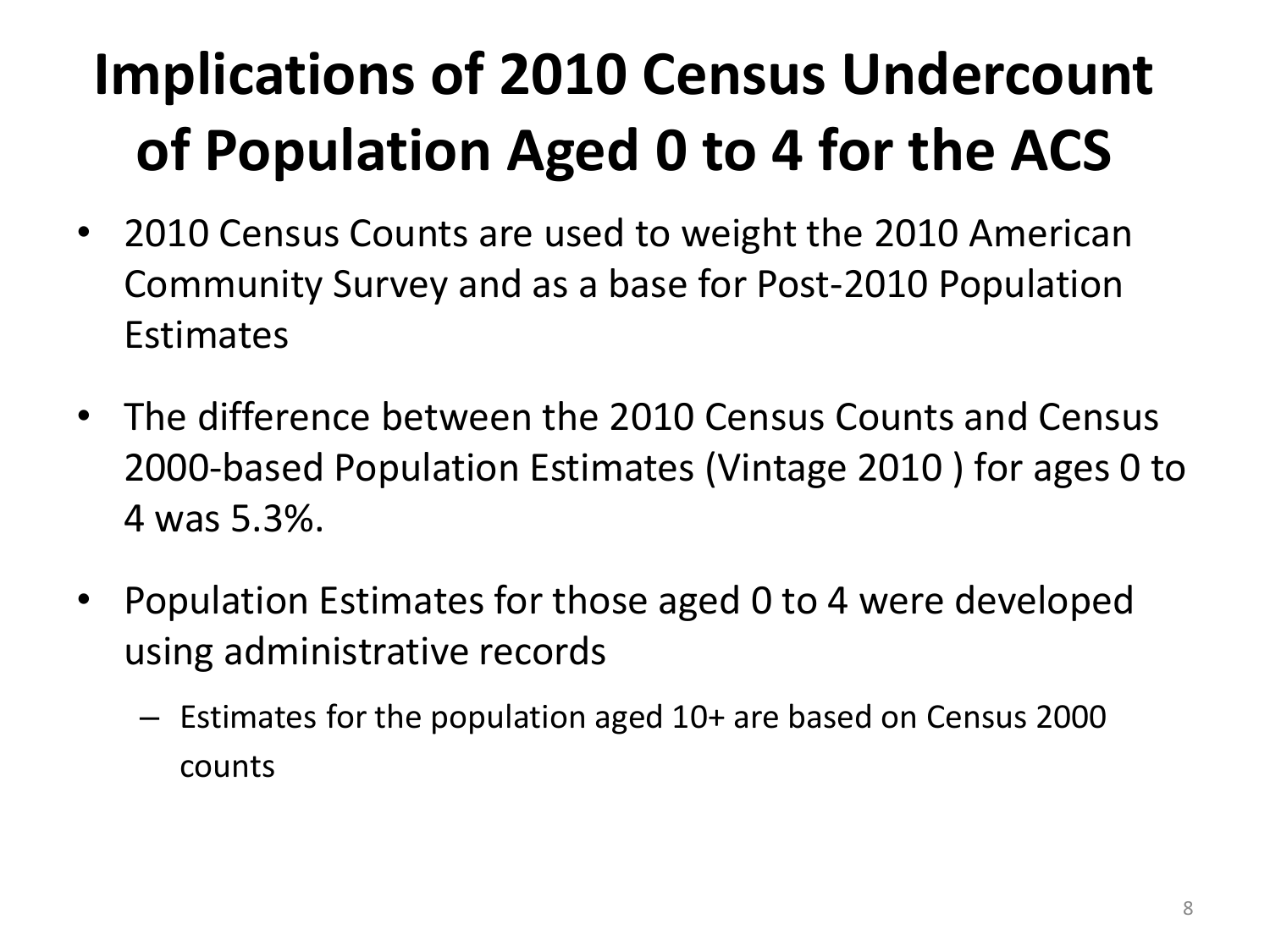# Implications of 2010 Census Undercount of Population Aged 0 to 4 for the ACS

- 2010 Census Counts are used to weight the 2010 American Community Survey and as a base for Post-2010 Population Estimates
- The difference between the 2010 Census Counts and Census 2000-based Population Estimates (Vintage 2010 ) for ages 0 to 4 was 5.3%.
- Population Estimates for those aged 0 to 4 were developed using administrative records
  - Estimates for the population aged 10+ are based on Census 2000 counts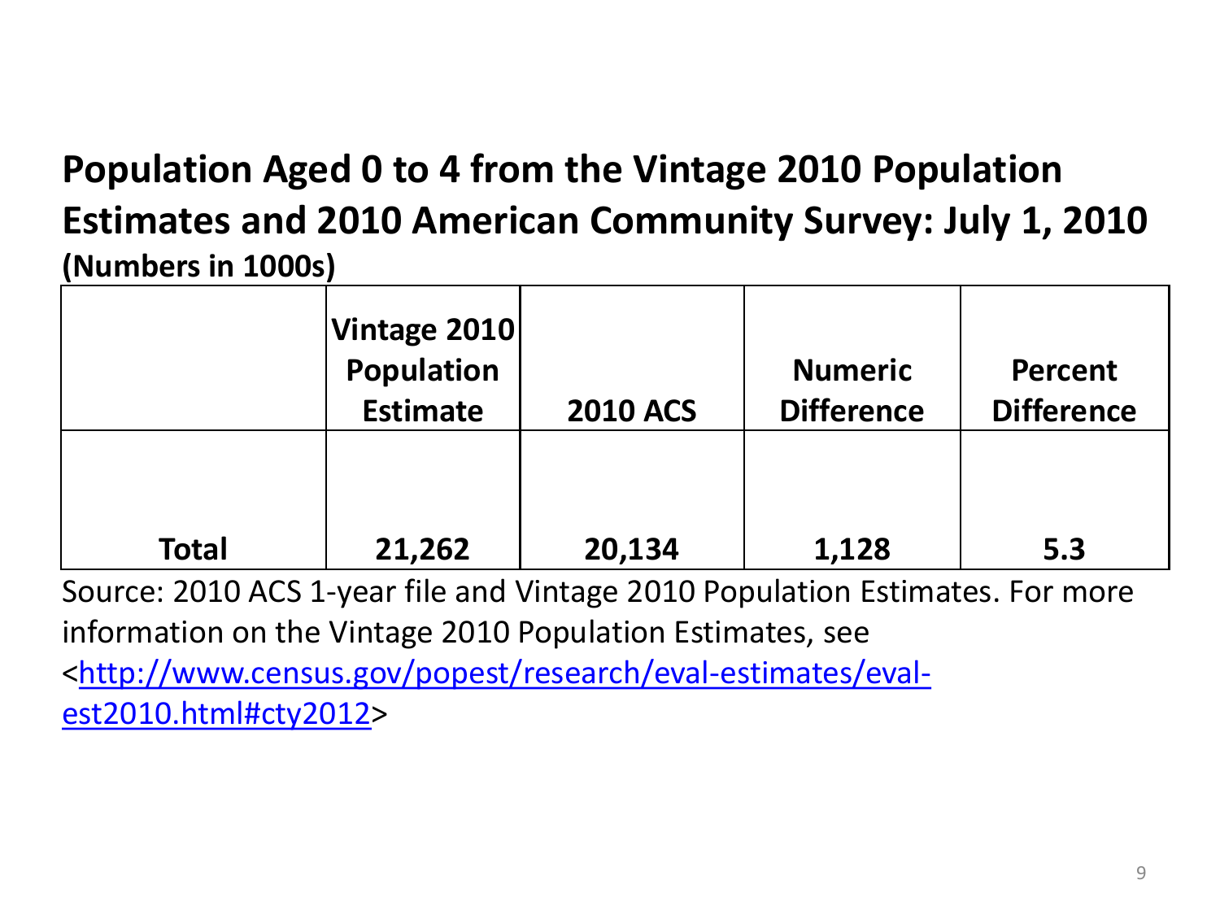## Population Aged 0 to 4 from the Vintage 2010 Population Estimates and 2010 American Community Survey: July 1, 2010

**(Numbers in 1000s)**

| | Vintage 2010 Population Estimate | 2010 ACS | Numeric Difference | Percent Difference |
|---|---|---|---|---|
| **Total** | **21,262** | **20,134** | **1,128** | **5.3** |

Source: 2010 ACS 1-year file and Vintage 2010 Population Estimates. For more information on the Vintage 2010 Population Estimates, see <http://www.census.gov/popest/research/eval-estimates/eval-est2010.html#cty2012>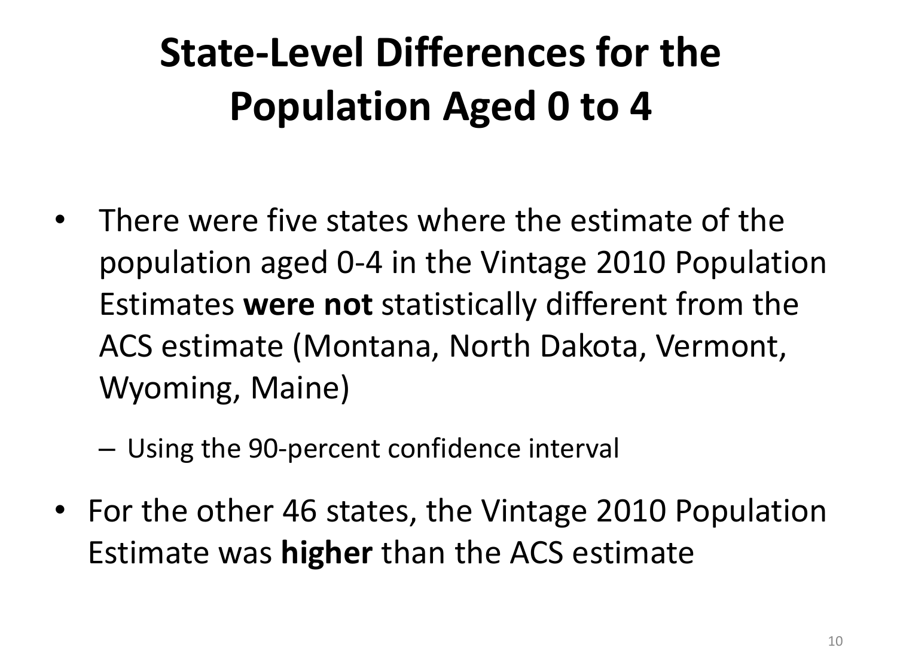# State-Level Differences for the Population Aged 0 to 4

- There were five states where the estimate of the population aged 0-4 in the Vintage 2010 Population Estimates **were not** statistically different from the ACS estimate (Montana, North Dakota, Vermont, Wyoming, Maine)
  - Using the 90-percent confidence interval
- For the other 46 states, the Vintage 2010 Population Estimate was **higher** than the ACS estimate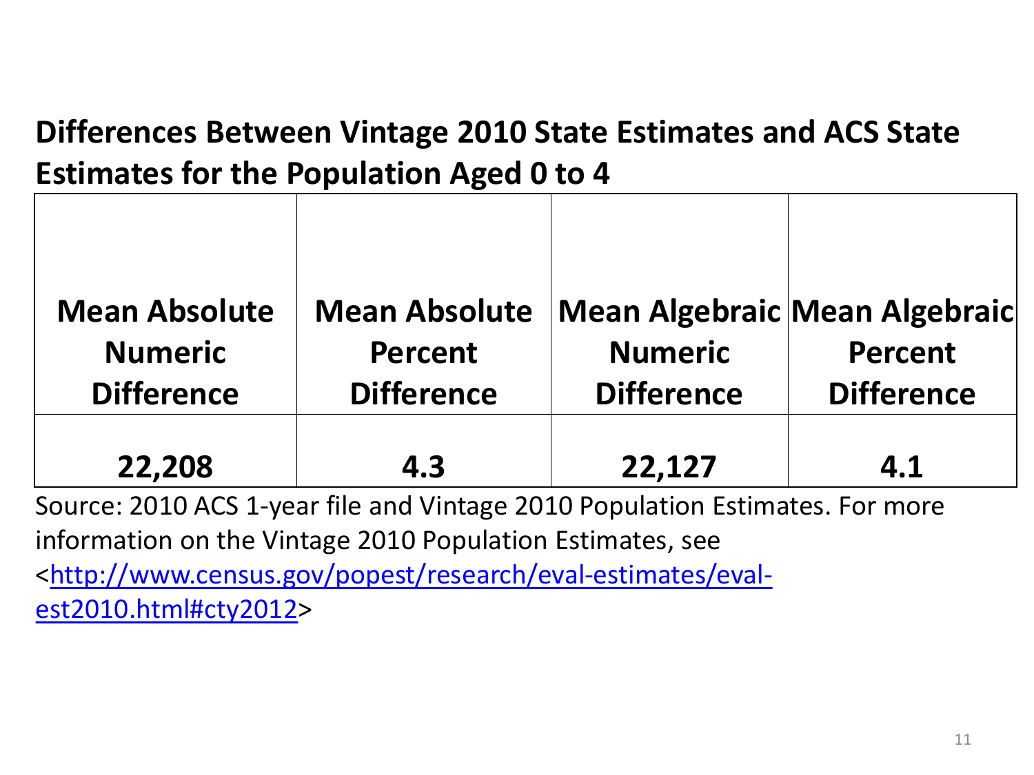**Differences Between Vintage 2010 State Estimates and ACS State Estimates for the Population Aged 0 to 4**

| Mean Absolute Numeric Difference | Mean Absolute Percent Difference | Mean Algebraic Numeric Difference | Mean Algebraic Percent Difference |
|---|---|---|---|
| 22,208 | 4.3 | 22,127 | 4.1 |

Source: 2010 ACS 1-year file and Vintage 2010 Population Estimates. For more information on the Vintage 2010 Population Estimates, see <http://www.census.gov/popest/research/eval-estimates/eval-est2010.html#cty2012>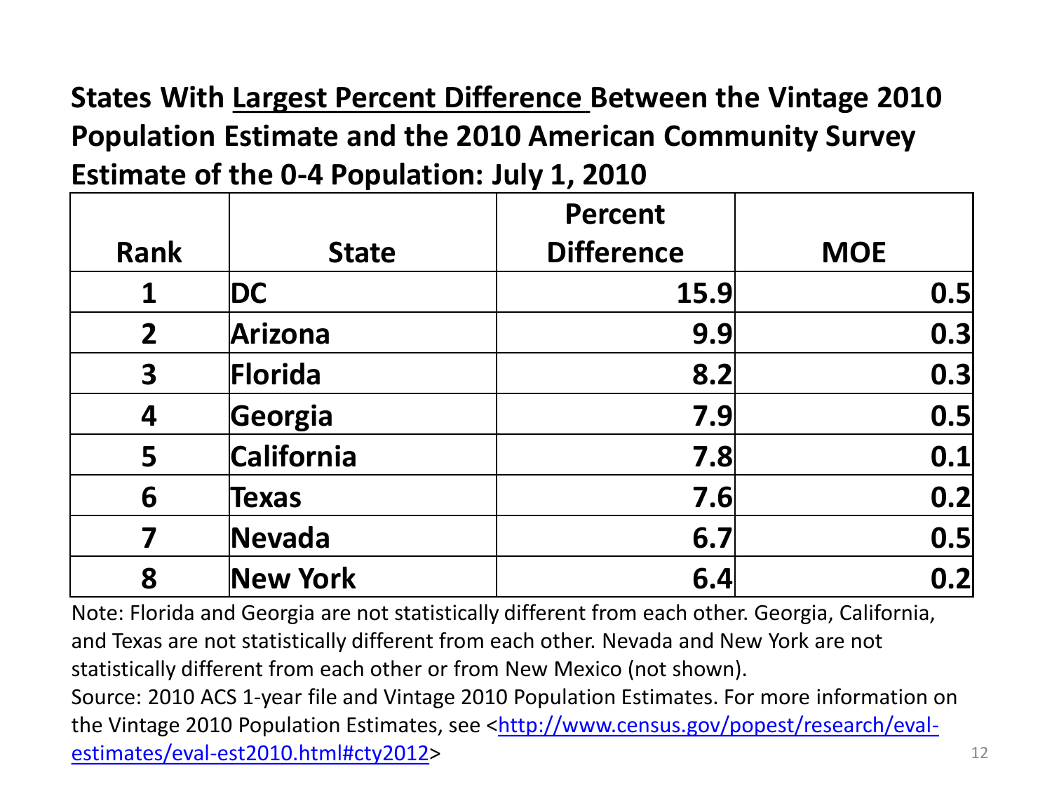## States With Largest Percent Difference Between the Vintage 2010 Population Estimate and the 2010 American Community Survey Estimate of the 0-4 Population: July 1, 2010

| Rank | State | Percent Difference | MOE |
|---|---|---|---|
| 1 | DC | 15.9 | 0.5 |
| 2 | Arizona | 9.9 | 0.3 |
| 3 | Florida | 8.2 | 0.3 |
| 4 | Georgia | 7.9 | 0.5 |
| 5 | California | 7.8 | 0.1 |
| 6 | Texas | 7.6 | 0.2 |
| 7 | Nevada | 6.7 | 0.5 |
| 8 | New York | 6.4 | 0.2 |

Note: Florida and Georgia are not statistically different from each other. Georgia, California, and Texas are not statistically different from each other. Nevada and New York are not statistically different from each other or from New Mexico (not shown).

Source: 2010 ACS 1-year file and Vintage 2010 Population Estimates. For more information on the Vintage 2010 Population Estimates, see <http://www.census.gov/popest/research/eval-estimates/eval-est2010.html#cty2012>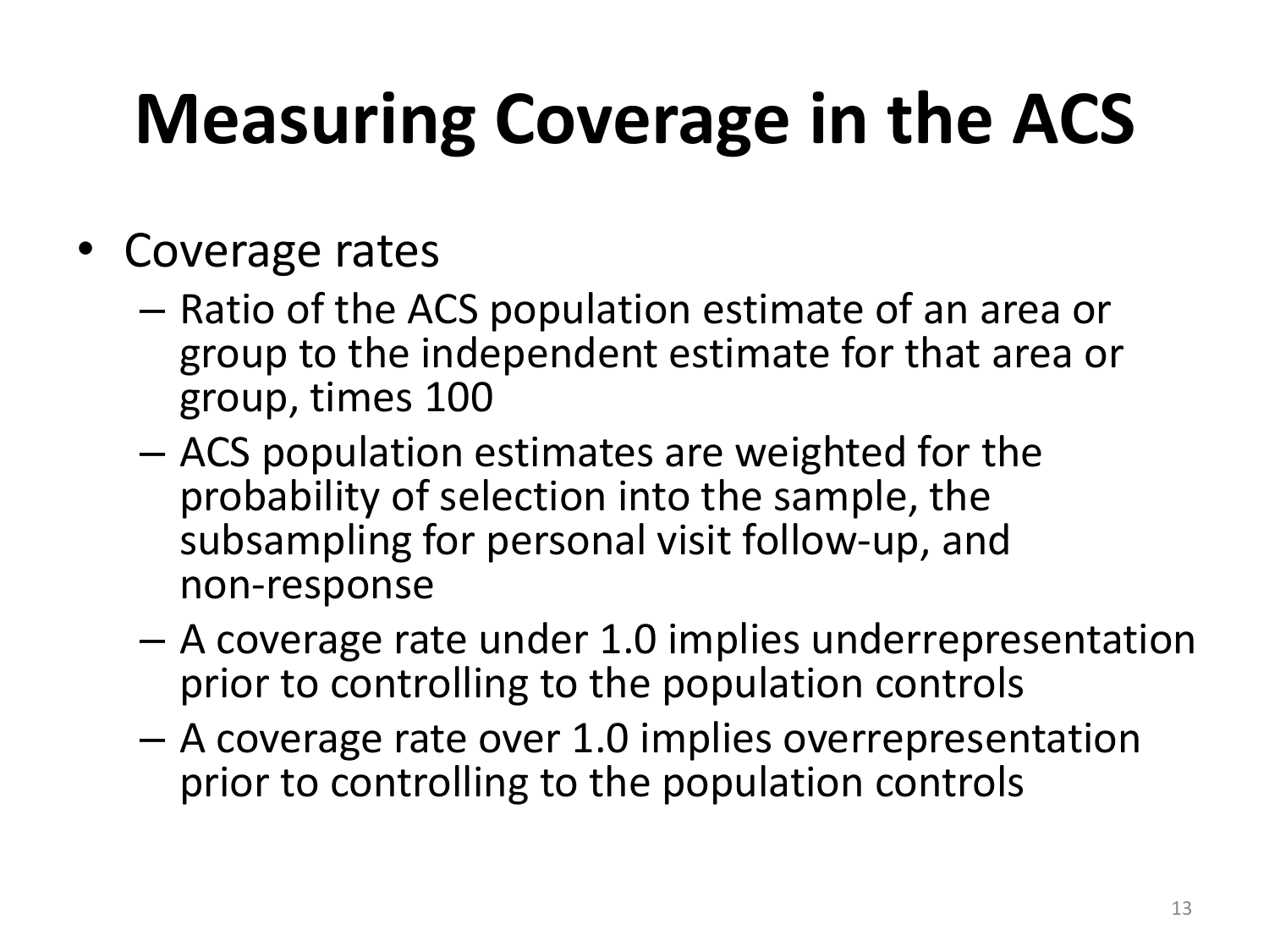# Measuring Coverage in the ACS

- Coverage rates
  - Ratio of the ACS population estimate of an area or group to the independent estimate for that area or group, times 100
  - ACS population estimates are weighted for the probability of selection into the sample, the subsampling for personal visit follow-up, and non-response
  - A coverage rate under 1.0 implies underrepresentation prior to controlling to the population controls
  - A coverage rate over 1.0 implies overrepresentation prior to controlling to the population controls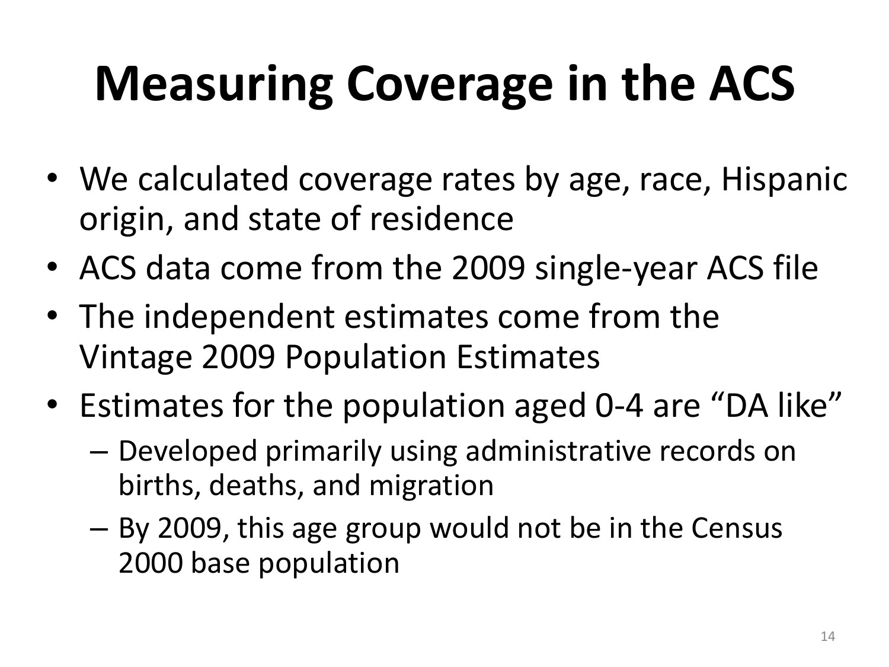# Measuring Coverage in the ACS

- We calculated coverage rates by age, race, Hispanic origin, and state of residence
- ACS data come from the 2009 single-year ACS file
- The independent estimates come from the Vintage 2009 Population Estimates
- Estimates for the population aged 0-4 are "DA like"
  - Developed primarily using administrative records on births, deaths, and migration
  - By 2009, this age group would not be in the Census 2000 base population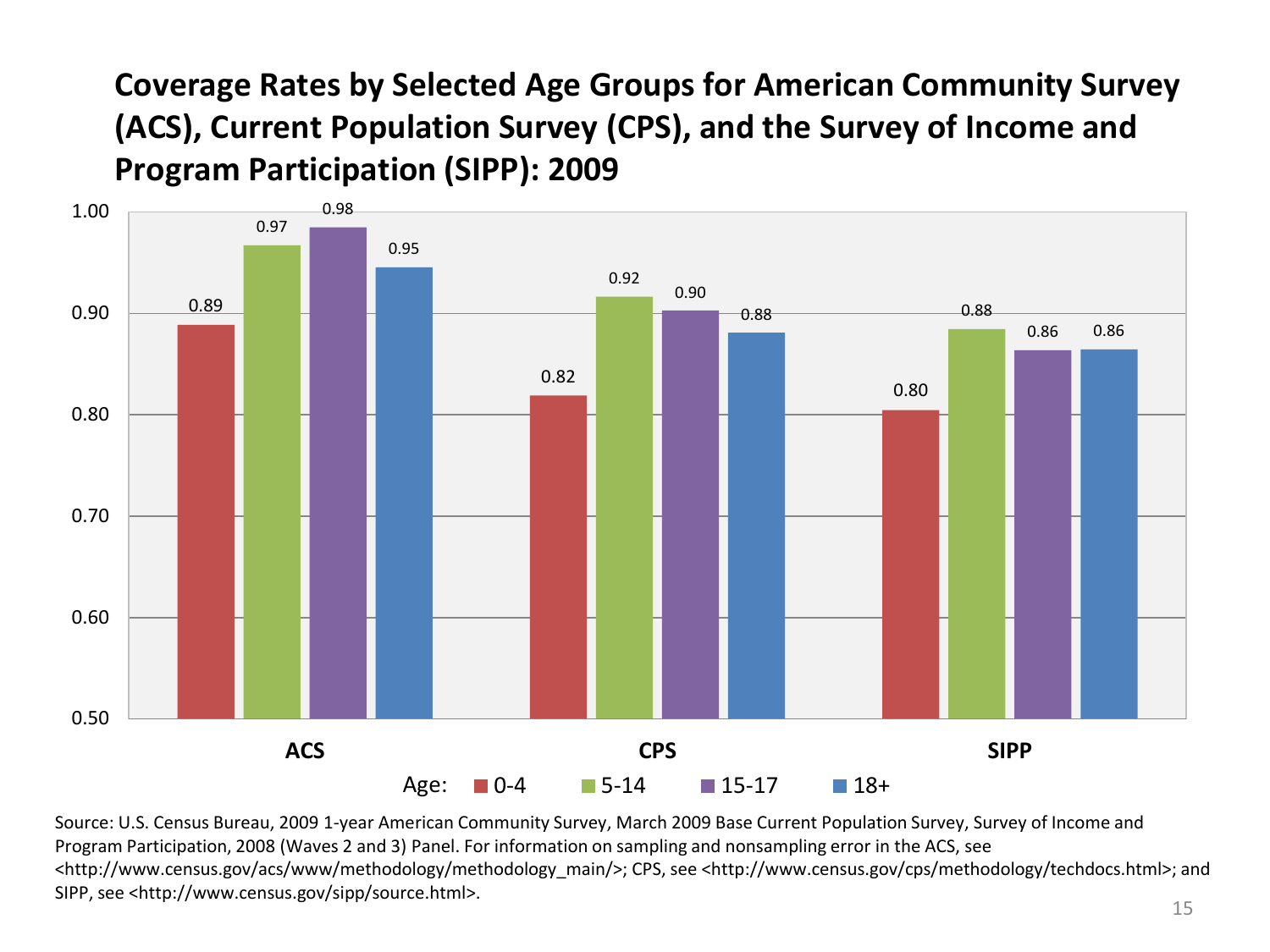# Coverage Rates by Selected Age Groups for American Community Survey (ACS), Current Population Survey (CPS), and the Survey of Income and Program Participation (SIPP): 2009

| Age | ACS | CPS | SIPP |
| --- | --- | --- | --- |
| 0-4 | 0.89 | 0.82 | 0.80 |
| 5-14 | 0.97 | 0.92 | 0.88 |
| 15-17 | 0.98 | 0.90 | 0.86 |
| 18+ | 0.95 | 0.88 | 0.86 |

Source: U.S. Census Bureau, 2009 1-year American Community Survey, March 2009 Base Current Population Survey, Survey of Income and Program Participation, 2008 (Waves 2 and 3) Panel. For information on sampling and nonsampling error in the ACS, see <http://www.census.gov/acs/www/methodology/methodology_main/>; CPS, see <http://www.census.gov/cps/methodology/techdocs.html>; and SIPP, see <http://www.census.gov/sipp/source.html>.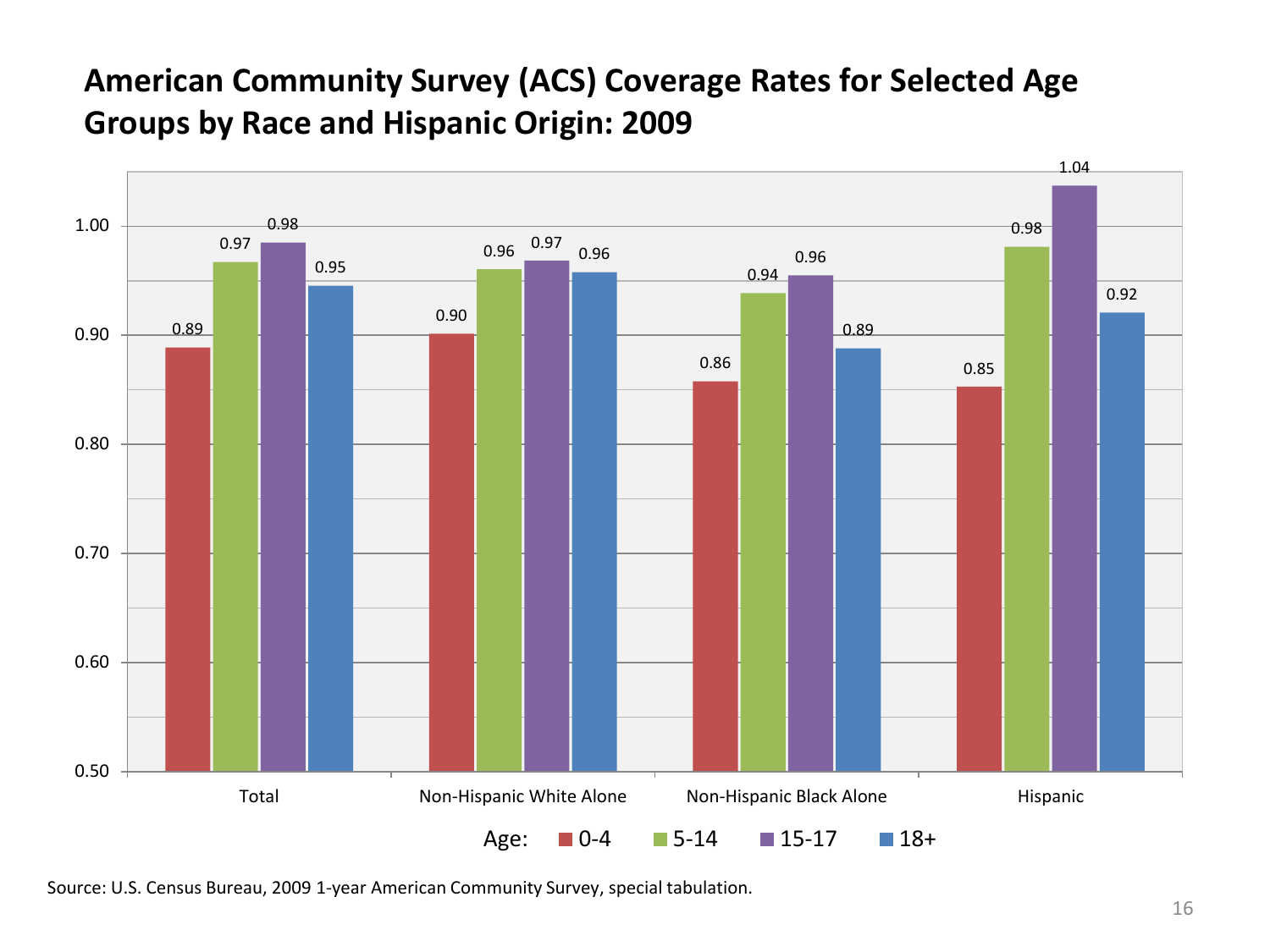# American Community Survey (ACS) Coverage Rates for Selected Age Groups by Race and Hispanic Origin: 2009

| | 0-4 | 5-14 | 15-17 | 18+ |
|---|---|---|---|---|
| Total | 0.89 | 0.97 | 0.98 | 0.95 |
| Non-Hispanic White Alone | 0.90 | 0.96 | 0.97 | 0.96 |
| Non-Hispanic Black Alone | 0.86 | 0.94 | 0.96 | 0.89 |
| Hispanic | 0.85 | 0.98 | 1.04 | 0.92 |

Age: 0-4, 5-14, 15-17, 18+

Source: U.S. Census Bureau, 2009 1-year American Community Survey, special tabulation.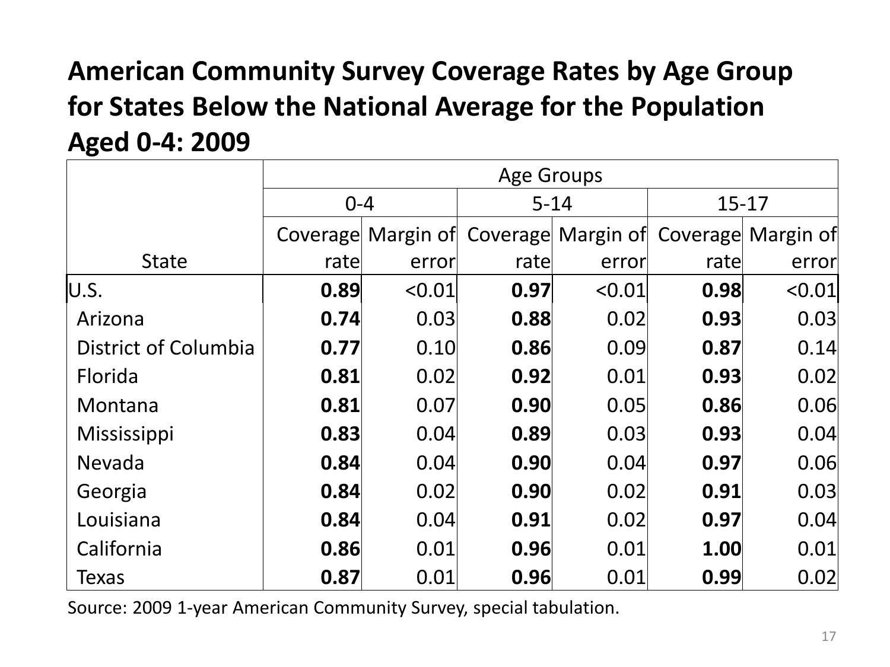## American Community Survey Coverage Rates by Age Group for States Below the National Average for the Population Aged 0-4: 2009

| State | Age Groups | | | | | |
|---|---|---|---|---|---|---|
| | 0-4 | | 5-14 | | 15-17 | |
| | Coverage rate | Margin of error | Coverage rate | Margin of error | Coverage rate | Margin of error |
| U.S. | **0.89** | <0.01 | **0.97** | <0.01 | **0.98** | <0.01 |
| Arizona | **0.74** | 0.03 | **0.88** | 0.02 | **0.93** | 0.03 |
| District of Columbia | **0.77** | 0.10 | **0.86** | 0.09 | **0.87** | 0.14 |
| Florida | **0.81** | 0.02 | **0.92** | 0.01 | **0.93** | 0.02 |
| Montana | **0.81** | 0.07 | **0.90** | 0.05 | **0.86** | 0.06 |
| Mississippi | **0.83** | 0.04 | **0.89** | 0.03 | **0.93** | 0.04 |
| Nevada | **0.84** | 0.04 | **0.90** | 0.04 | **0.97** | 0.06 |
| Georgia | **0.84** | 0.02 | **0.90** | 0.02 | **0.91** | 0.03 |
| Louisiana | **0.84** | 0.04 | **0.91** | 0.02 | **0.97** | 0.04 |
| California | **0.86** | 0.01 | **0.96** | 0.01 | **1.00** | 0.01 |
| Texas | **0.87** | 0.01 | **0.96** | 0.01 | **0.99** | 0.02 |

Source: 2009 1-year American Community Survey, special tabulation.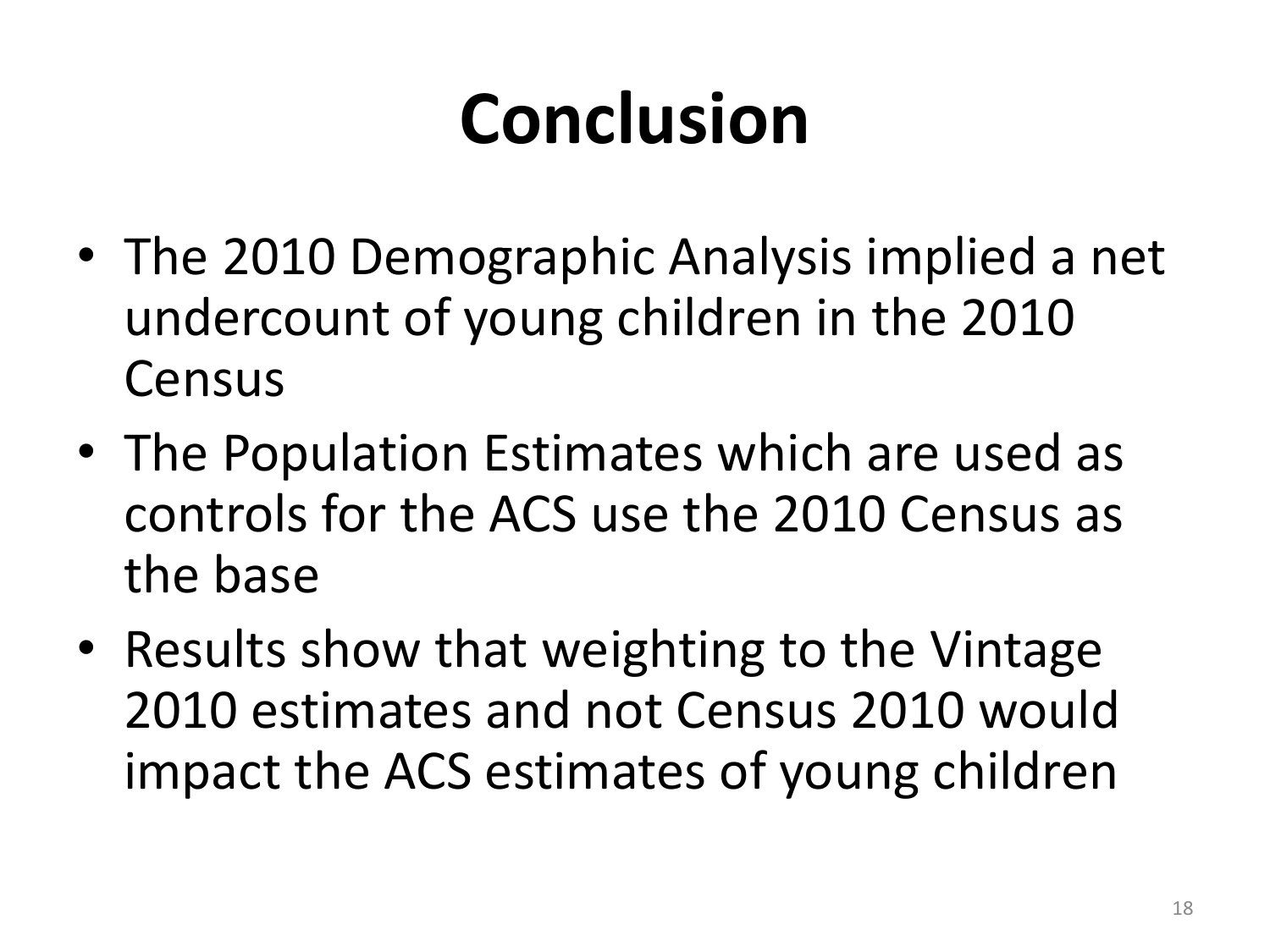# Conclusion

- The 2010 Demographic Analysis implied a net undercount of young children in the 2010 Census
- The Population Estimates which are used as controls for the ACS use the 2010 Census as the base
- Results show that weighting to the Vintage 2010 estimates and not Census 2010 would impact the ACS estimates of young children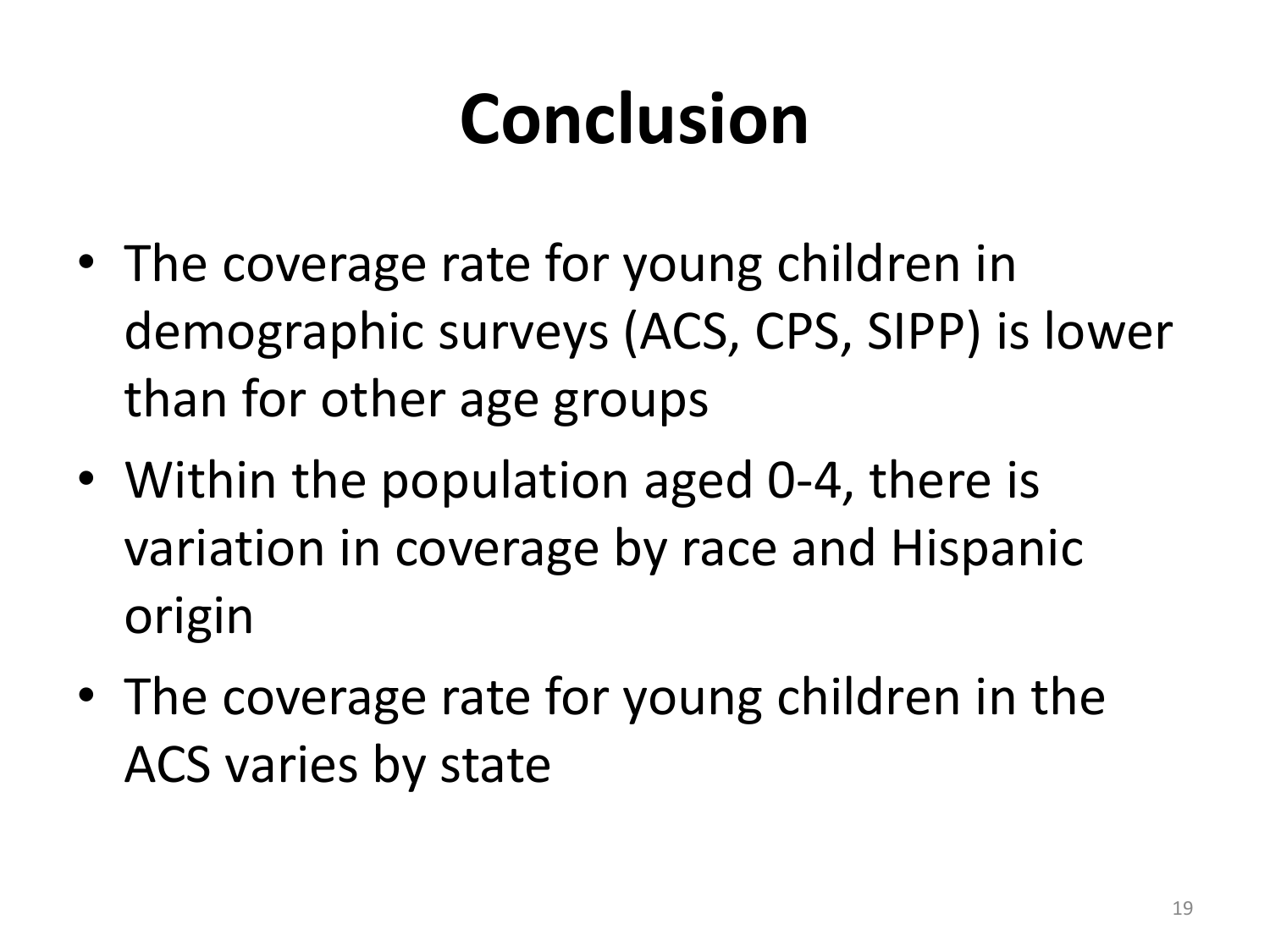# Conclusion

- The coverage rate for young children in demographic surveys (ACS, CPS, SIPP) is lower than for other age groups
- Within the population aged 0-4, there is variation in coverage by race and Hispanic origin
- The coverage rate for young children in the ACS varies by state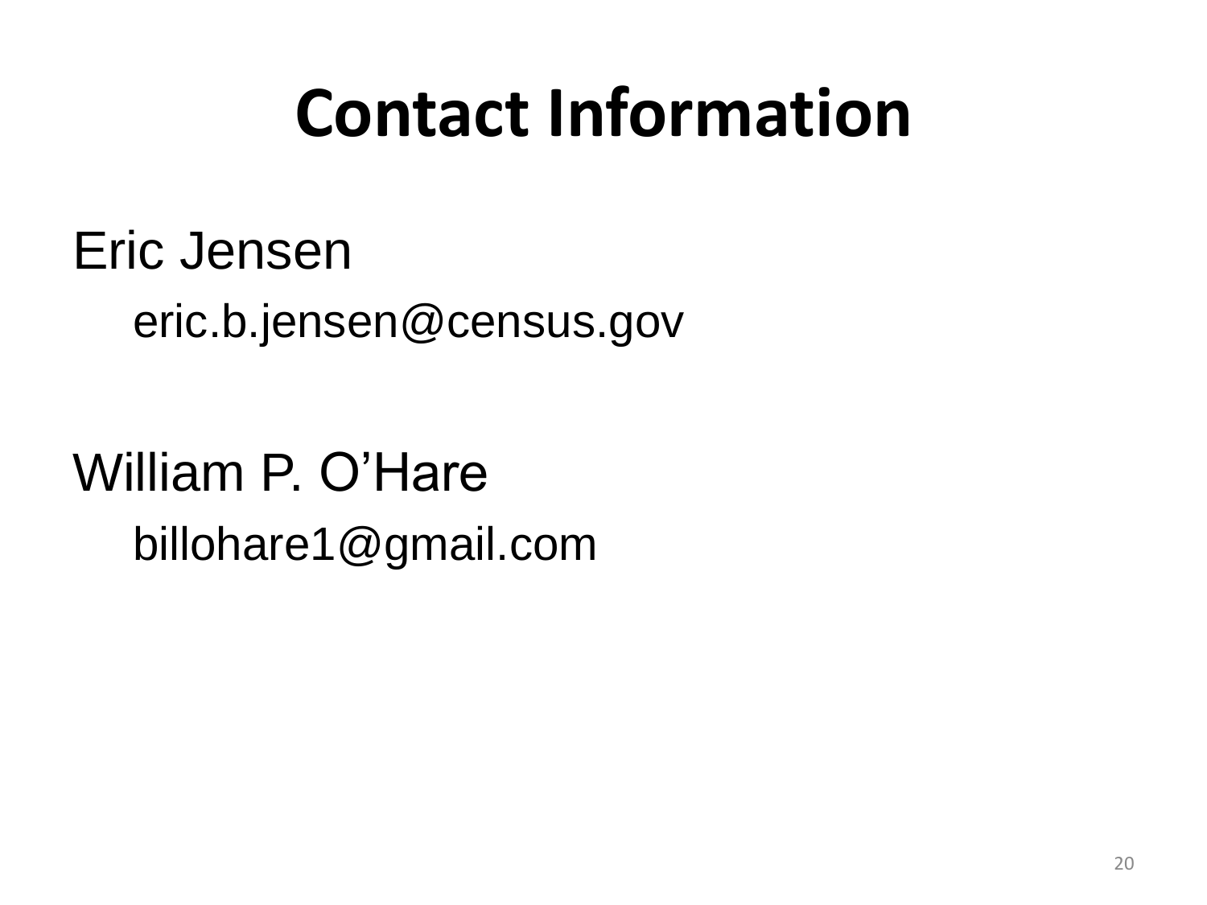# Contact Information

Eric Jensen

eric.b.jensen@census.gov

William P. O’Hare

billohare1@gmail.com